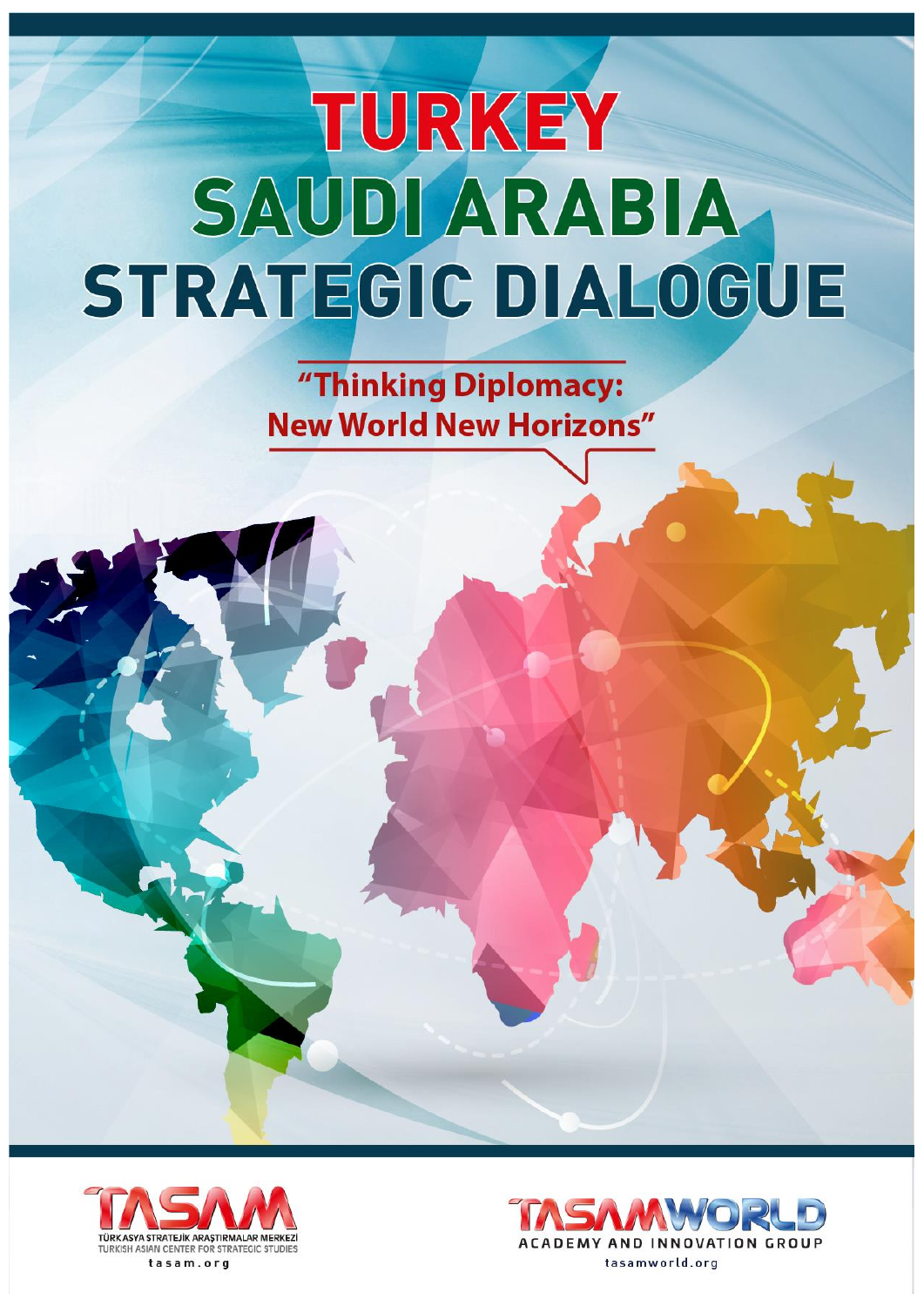# TURKEY SAUDI ARABIA STRATEGIC DIALOGUE

## "Thinking Diplomacy: New World New Horizons"

TASAM
TÜRK ASYA STRATEJİK ARAŞTIRMALAR MERKEZİ
TURKISH ASIAN CENTER FOR STRATEGIC STUDIES
tasam.org

TASAMWORLD
ACADEMY AND INNOVATION GROUP
tasamworld.org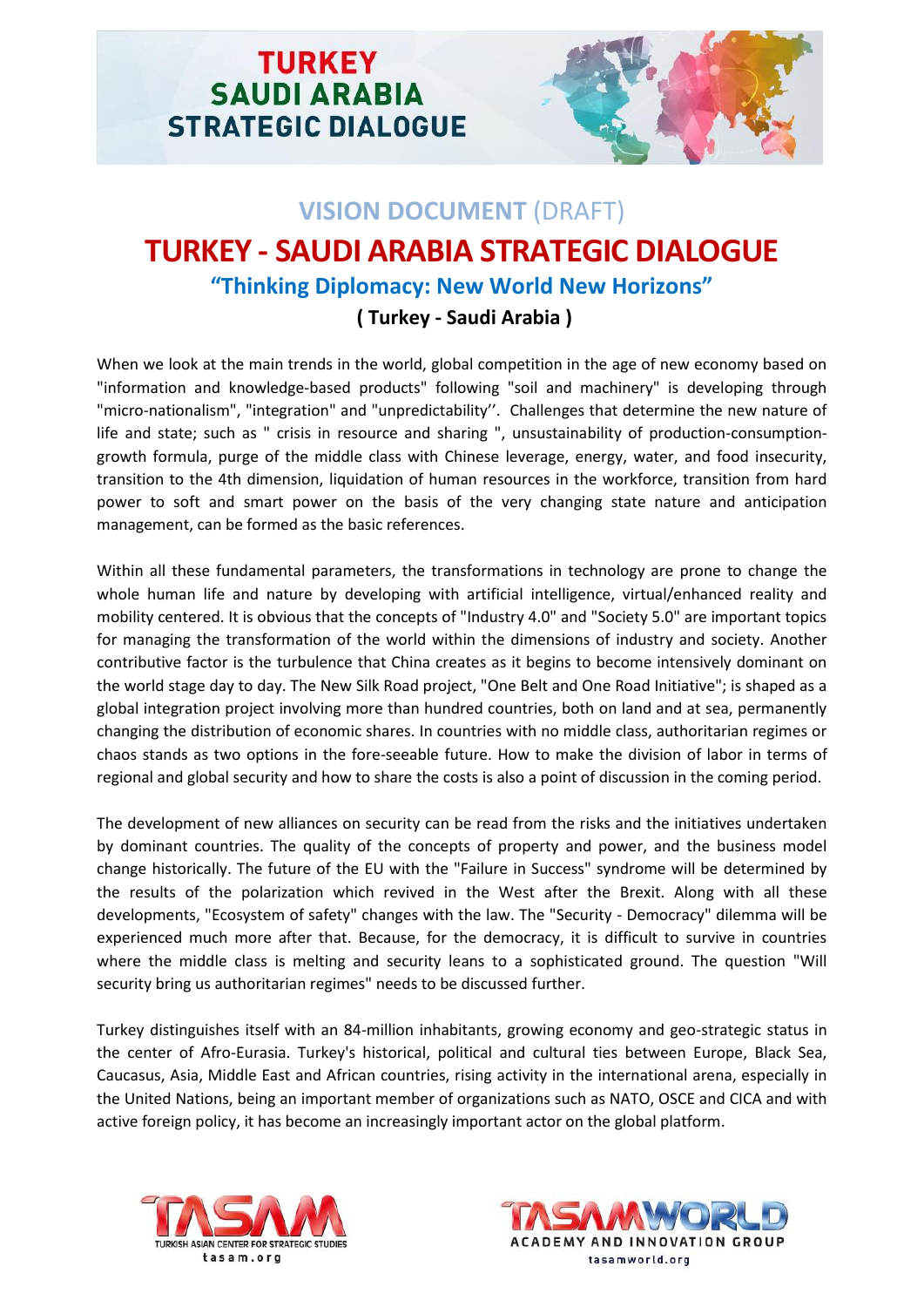# TURKEY SAUDI ARABIA STRATEGIC DIALOGUE

## VISION DOCUMENT (DRAFT)

# TURKEY - SAUDI ARABIA STRATEGIC DIALOGUE

### "Thinking Diplomacy: New World New Horizons"

**( Turkey - Saudi Arabia )**

When we look at the main trends in the world, global competition in the age of new economy based on "information and knowledge-based products" following "soil and machinery" is developing through "micro-nationalism", "integration" and "unpredictability''. Challenges that determine the new nature of life and state; such as " crisis in resource and sharing ", unsustainability of production-consumption-growth formula, purge of the middle class with Chinese leverage, energy, water, and food insecurity, transition to the 4th dimension, liquidation of human resources in the workforce, transition from hard power to soft and smart power on the basis of the very changing state nature and anticipation management, can be formed as the basic references.

Within all these fundamental parameters, the transformations in technology are prone to change the whole human life and nature by developing with artificial intelligence, virtual/enhanced reality and mobility centered. It is obvious that the concepts of "Industry 4.0" and "Society 5.0" are important topics for managing the transformation of the world within the dimensions of industry and society. Another contributive factor is the turbulence that China creates as it begins to become intensively dominant on the world stage day to day. The New Silk Road project, "One Belt and One Road Initiative"; is shaped as a global integration project involving more than hundred countries, both on land and at sea, permanently changing the distribution of economic shares. In countries with no middle class, authoritarian regimes or chaos stands as two options in the fore-seeable future. How to make the division of labor in terms of regional and global security and how to share the costs is also a point of discussion in the coming period.

The development of new alliances on security can be read from the risks and the initiatives undertaken by dominant countries. The quality of the concepts of property and power, and the business model change historically. The future of the EU with the "Failure in Success" syndrome will be determined by the results of the polarization which revived in the West after the Brexit. Along with all these developments, "Ecosystem of safety" changes with the law. The "Security - Democracy" dilemma will be experienced much more after that. Because, for the democracy, it is difficult to survive in countries where the middle class is melting and security leans to a sophisticated ground. The question "Will security bring us authoritarian regimes" needs to be discussed further.

Turkey distinguishes itself with an 84-million inhabitants, growing economy and geo-strategic status in the center of Afro-Eurasia. Turkey's historical, political and cultural ties between Europe, Black Sea, Caucasus, Asia, Middle East and African countries, rising activity in the international arena, especially in the United Nations, being an important member of organizations such as NATO, OSCE and CICA and with active foreign policy, it has become an increasingly important actor on the global platform.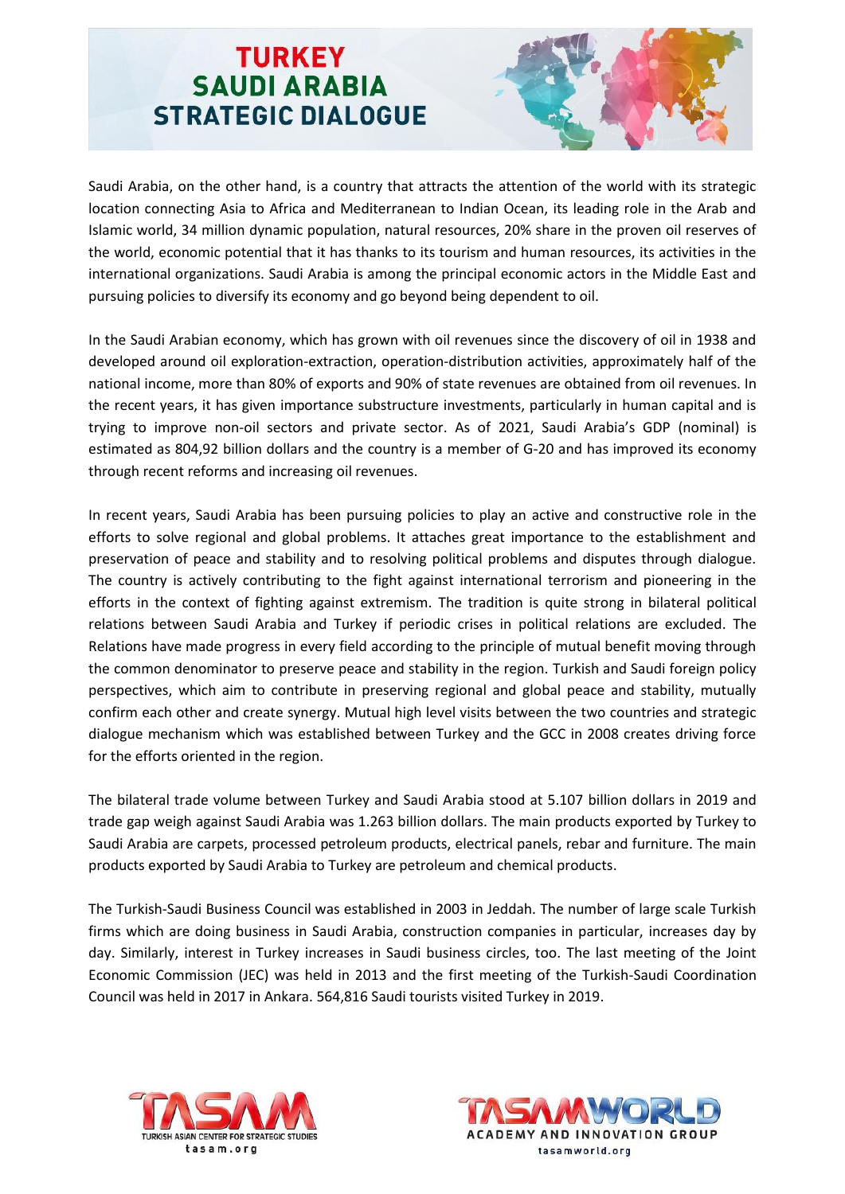Saudi Arabia, on the other hand, is a country that attracts the attention of the world with its strategic location connecting Asia to Africa and Mediterranean to Indian Ocean, its leading role in the Arab and Islamic world, 34 million dynamic population, natural resources, 20% share in the proven oil reserves of the world, economic potential that it has thanks to its tourism and human resources, its activities in the international organizations. Saudi Arabia is among the principal economic actors in the Middle East and pursuing policies to diversify its economy and go beyond being dependent to oil.

In the Saudi Arabian economy, which has grown with oil revenues since the discovery of oil in 1938 and developed around oil exploration-extraction, operation-distribution activities, approximately half of the national income, more than 80% of exports and 90% of state revenues are obtained from oil revenues. In the recent years, it has given importance substructure investments, particularly in human capital and is trying to improve non-oil sectors and private sector. As of 2021, Saudi Arabia's GDP (nominal) is estimated as 804,92 billion dollars and the country is a member of G-20 and has improved its economy through recent reforms and increasing oil revenues.

In recent years, Saudi Arabia has been pursuing policies to play an active and constructive role in the efforts to solve regional and global problems. It attaches great importance to the establishment and preservation of peace and stability and to resolving political problems and disputes through dialogue. The country is actively contributing to the fight against international terrorism and pioneering in the efforts in the context of fighting against extremism. The tradition is quite strong in bilateral political relations between Saudi Arabia and Turkey if periodic crises in political relations are excluded. The Relations have made progress in every field according to the principle of mutual benefit moving through the common denominator to preserve peace and stability in the region. Turkish and Saudi foreign policy perspectives, which aim to contribute in preserving regional and global peace and stability, mutually confirm each other and create synergy. Mutual high level visits between the two countries and strategic dialogue mechanism which was established between Turkey and the GCC in 2008 creates driving force for the efforts oriented in the region.

The bilateral trade volume between Turkey and Saudi Arabia stood at 5.107 billion dollars in 2019 and trade gap weigh against Saudi Arabia was 1.263 billion dollars. The main products exported by Turkey to Saudi Arabia are carpets, processed petroleum products, electrical panels, rebar and furniture. The main products exported by Saudi Arabia to Turkey are petroleum and chemical products.

The Turkish-Saudi Business Council was established in 2003 in Jeddah. The number of large scale Turkish firms which are doing business in Saudi Arabia, construction companies in particular, increases day by day. Similarly, interest in Turkey increases in Saudi business circles, too. The last meeting of the Joint Economic Commission (JEC) was held in 2013 and the first meeting of the Turkish-Saudi Coordination Council was held in 2017 in Ankara. 564,816 Saudi tourists visited Turkey in 2019.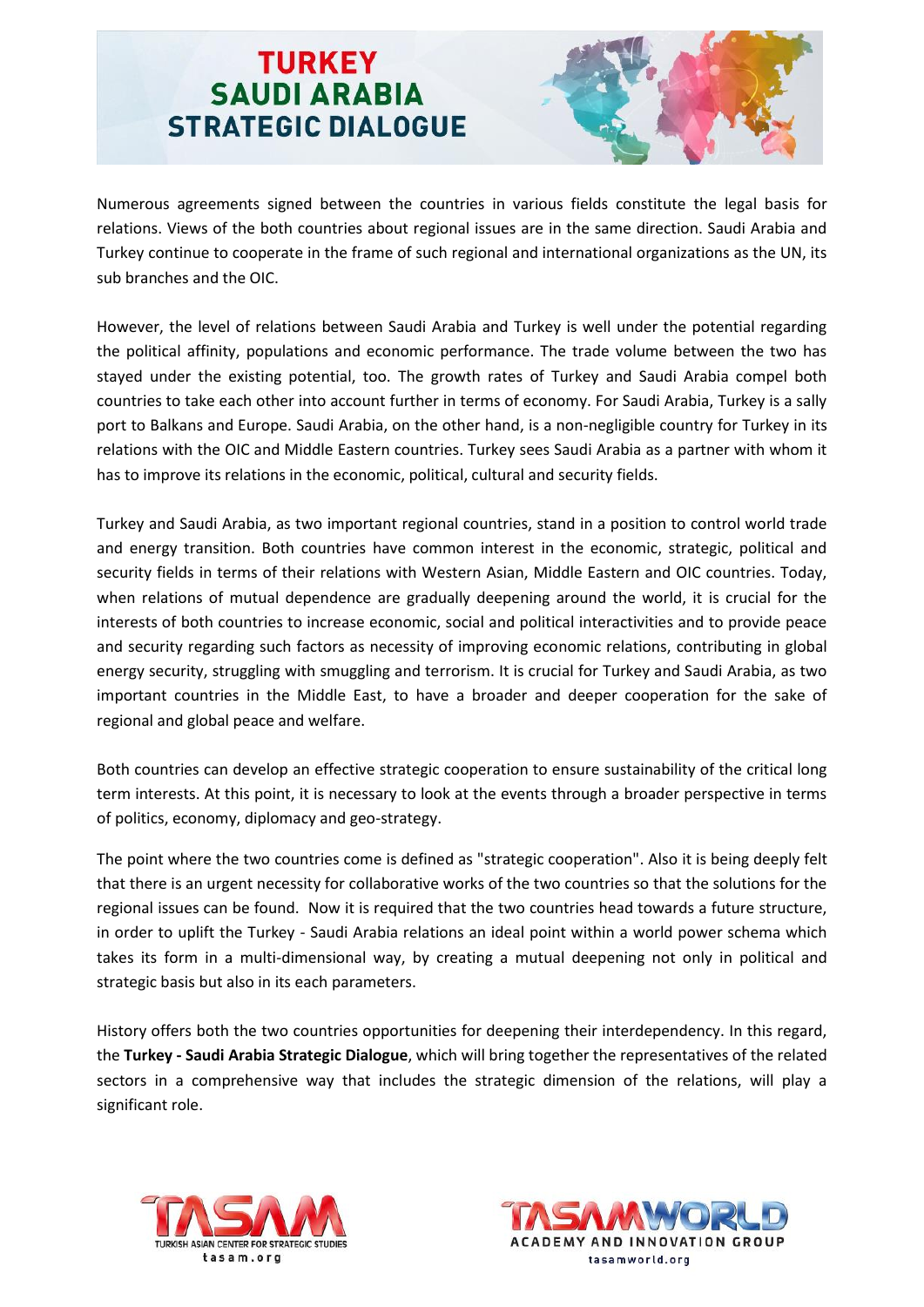Numerous agreements signed between the countries in various fields constitute the legal basis for relations. Views of the both countries about regional issues are in the same direction. Saudi Arabia and Turkey continue to cooperate in the frame of such regional and international organizations as the UN, its sub branches and the OIC.

However, the level of relations between Saudi Arabia and Turkey is well under the potential regarding the political affinity, populations and economic performance. The trade volume between the two has stayed under the existing potential, too. The growth rates of Turkey and Saudi Arabia compel both countries to take each other into account further in terms of economy. For Saudi Arabia, Turkey is a sally port to Balkans and Europe. Saudi Arabia, on the other hand, is a non-negligible country for Turkey in its relations with the OIC and Middle Eastern countries. Turkey sees Saudi Arabia as a partner with whom it has to improve its relations in the economic, political, cultural and security fields.

Turkey and Saudi Arabia, as two important regional countries, stand in a position to control world trade and energy transition. Both countries have common interest in the economic, strategic, political and security fields in terms of their relations with Western Asian, Middle Eastern and OIC countries. Today, when relations of mutual dependence are gradually deepening around the world, it is crucial for the interests of both countries to increase economic, social and political interactivities and to provide peace and security regarding such factors as necessity of improving economic relations, contributing in global energy security, struggling with smuggling and terrorism. It is crucial for Turkey and Saudi Arabia, as two important countries in the Middle East, to have a broader and deeper cooperation for the sake of regional and global peace and welfare.

Both countries can develop an effective strategic cooperation to ensure sustainability of the critical long term interests. At this point, it is necessary to look at the events through a broader perspective in terms of politics, economy, diplomacy and geo-strategy.

The point where the two countries come is defined as "strategic cooperation". Also it is being deeply felt that there is an urgent necessity for collaborative works of the two countries so that the solutions for the regional issues can be found. Now it is required that the two countries head towards a future structure, in order to uplift the Turkey - Saudi Arabia relations an ideal point within a world power schema which takes its form in a multi-dimensional way, by creating a mutual deepening not only in political and strategic basis but also in its each parameters.

History offers both the two countries opportunities for deepening their interdependency. In this regard, the **Turkey - Saudi Arabia Strategic Dialogue**, which will bring together the representatives of the related sectors in a comprehensive way that includes the strategic dimension of the relations, will play a significant role.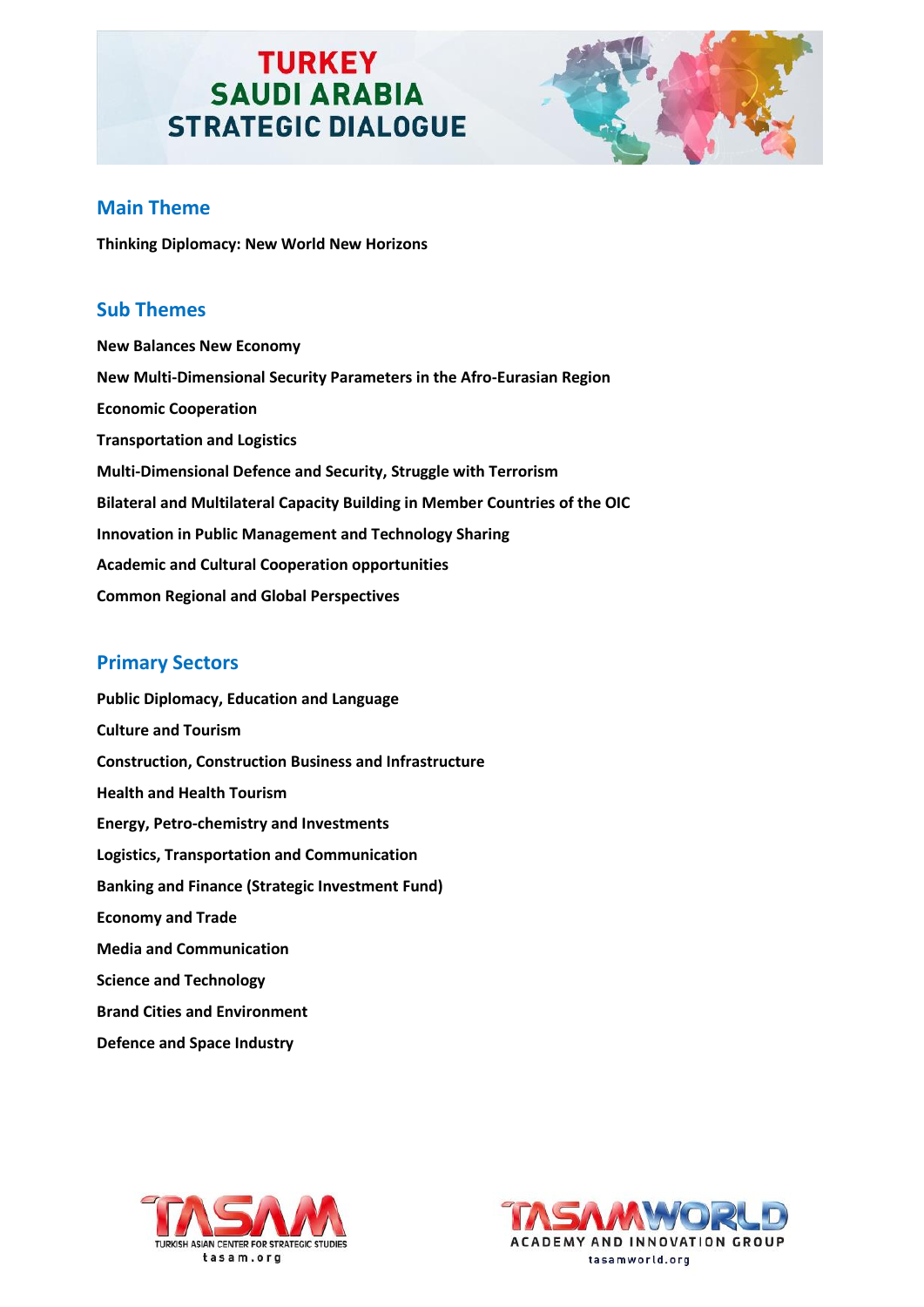# TURKEY SAUDI ARABIA STRATEGIC DIALOGUE

## Main Theme

**Thinking Diplomacy: New World New Horizons**

## Sub Themes

**New Balances New Economy**

**New Multi-Dimensional Security Parameters in the Afro-Eurasian Region**

**Economic Cooperation**

**Transportation and Logistics**

**Multi-Dimensional Defence and Security, Struggle with Terrorism**

**Bilateral and Multilateral Capacity Building in Member Countries of the OIC**

**Innovation in Public Management and Technology Sharing**

**Academic and Cultural Cooperation opportunities**

**Common Regional and Global Perspectives**

## Primary Sectors

**Public Diplomacy, Education and Language**

**Culture and Tourism**

**Construction, Construction Business and Infrastructure**

**Health and Health Tourism**

**Energy, Petro-chemistry and Investments**

**Logistics, Transportation and Communication**

**Banking and Finance (Strategic Investment Fund)**

**Economy and Trade**

**Media and Communication**

**Science and Technology**

**Brand Cities and Environment**

**Defence and Space Industry**

TASAM
TURKISH ASIAN CENTER FOR STRATEGIC STUDIES
tasam.org

TASAMWORLD
ACADEMY AND INNOVATION GROUP
tasamworld.org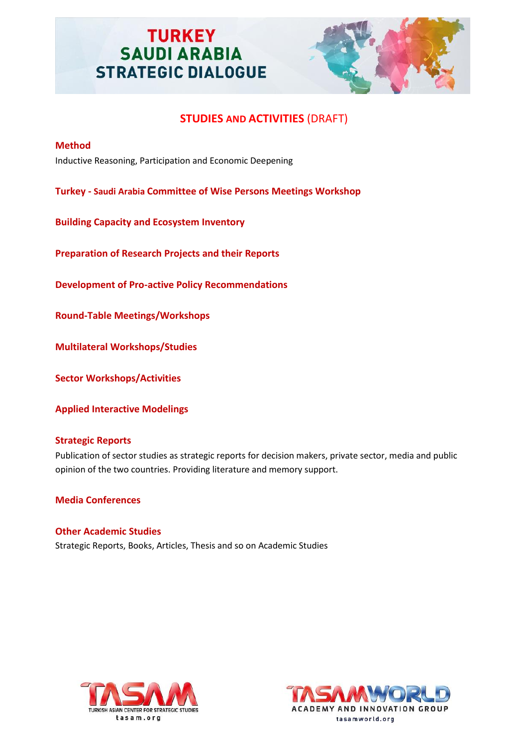# TURKEY SAUDI ARABIA STRATEGIC DIALOGUE

## STUDIES AND ACTIVITIES (DRAFT)

### Method

Inductive Reasoning, Participation and Economic Deepening

### Turkey - Saudi Arabia Committee of Wise Persons Meetings Workshop

### Building Capacity and Ecosystem Inventory

### Preparation of Research Projects and their Reports

### Development of Pro-active Policy Recommendations

### Round-Table Meetings/Workshops

### Multilateral Workshops/Studies

### Sector Workshops/Activities

### Applied Interactive Modelings

### Strategic Reports

Publication of sector studies as strategic reports for decision makers, private sector, media and public opinion of the two countries. Providing literature and memory support.

### Media Conferences

### Other Academic Studies

Strategic Reports, Books, Articles, Thesis and so on Academic Studies

TASAM TURKISH ASIAN CENTER FOR STRATEGIC STUDIES tasam.org

TASAMWORLD ACADEMY AND INNOVATION GROUP tasamworld.org